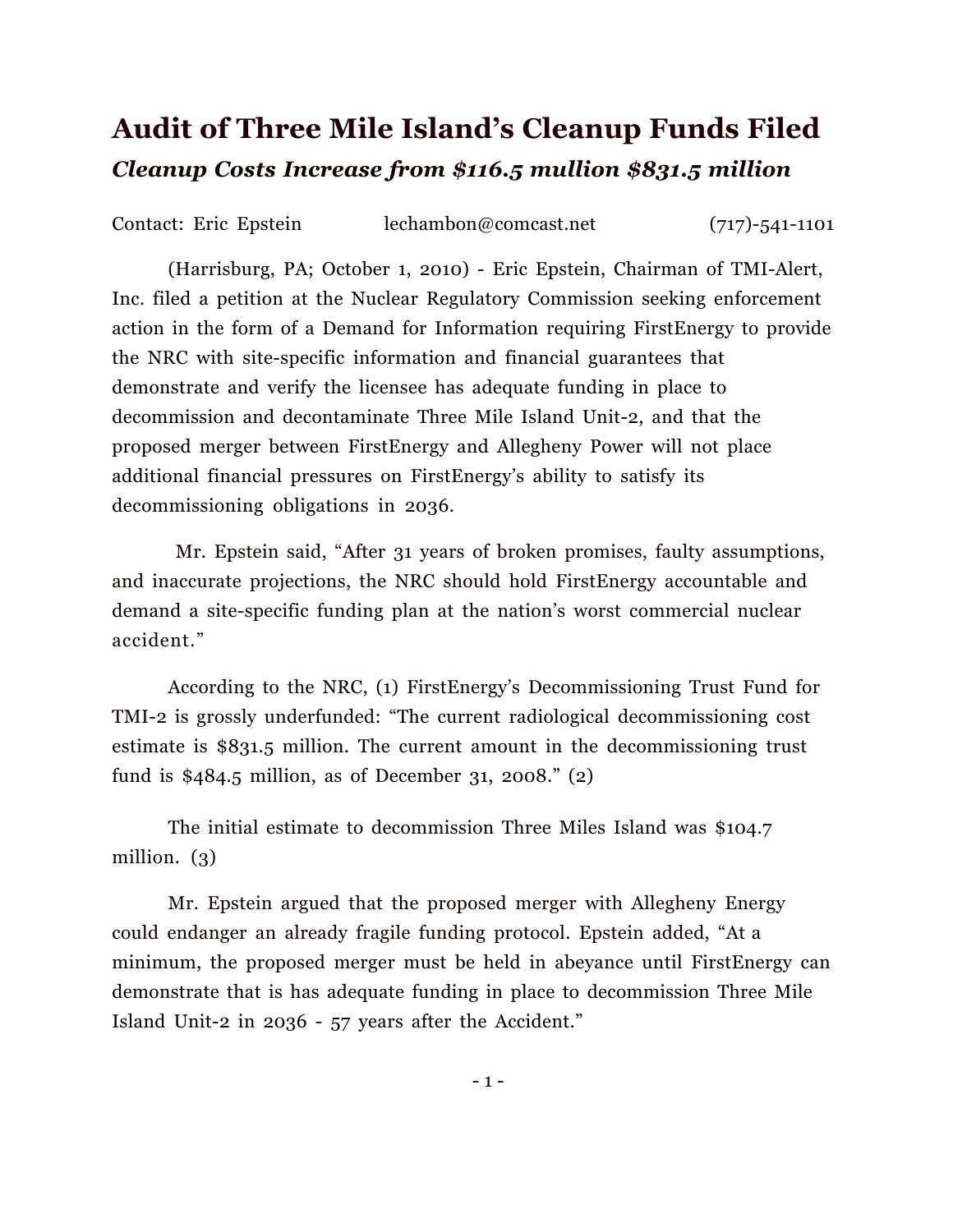# Audit of Three Mile Island's Cleanup Funds Filed

## *Cleanup Costs Increase from $116.5 mullion $831.5 million*

Contact: Eric Epstein lechambon@comcast.net (717)-541-1101

(Harrisburg, PA; October 1, 2010) - Eric Epstein, Chairman of TMI-Alert, Inc. filed a petition at the Nuclear Regulatory Commission seeking enforcement action in the form of a Demand for Information requiring FirstEnergy to provide the NRC with site-specific information and financial guarantees that demonstrate and verify the licensee has adequate funding in place to decommission and decontaminate Three Mile Island Unit-2, and that the proposed merger between FirstEnergy and Allegheny Power will not place additional financial pressures on FirstEnergy's ability to satisfy its decommissioning obligations in 2036.

Mr. Epstein said, "After 31 years of broken promises, faulty assumptions, and inaccurate projections, the NRC should hold FirstEnergy accountable and demand a site-specific funding plan at the nation's worst commercial nuclear accident."

According to the NRC, (1) FirstEnergy's Decommissioning Trust Fund for TMI-2 is grossly underfunded: "The current radiological decommissioning cost estimate is $831.5 million. The current amount in the decommissioning trust fund is $484.5 million, as of December 31, 2008." (2)

The initial estimate to decommission Three Miles Island was $104.7 million. (3)

Mr. Epstein argued that the proposed merger with Allegheny Energy could endanger an already fragile funding protocol. Epstein added, "At a minimum, the proposed merger must be held in abeyance until FirstEnergy can demonstrate that is has adequate funding in place to decommission Three Mile Island Unit-2 in 2036 - 57 years after the Accident."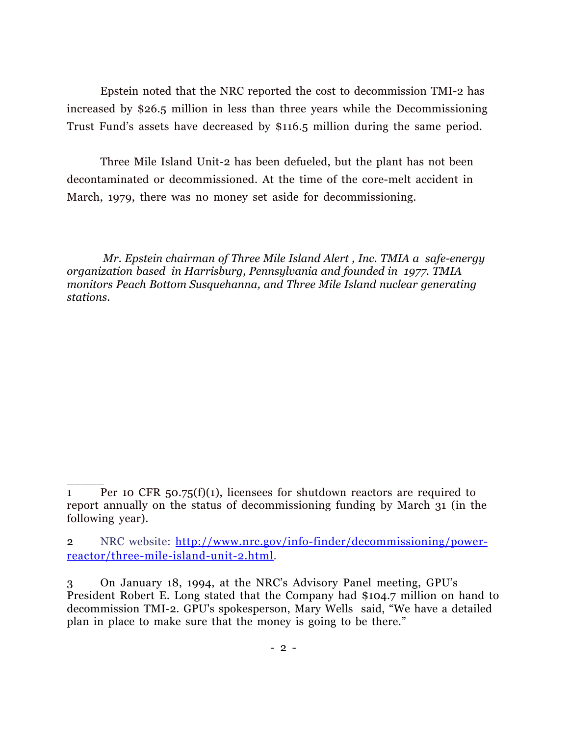Epstein noted that the NRC reported the cost to decommission TMI-2 has increased by $26.5 million in less than three years while the Decommissioning Trust Fund's assets have decreased by $116.5 million during the same period.

Three Mile Island Unit-2 has been defueled, but the plant has not been decontaminated or decommissioned. At the time of the core-melt accident in March, 1979, there was no money set aside for decommissioning.

*Mr. Epstein chairman of Three Mile Island Alert , Inc. TMIA a safe-energy organization based in Harrisburg, Pennsylvania and founded in 1977. TMIA monitors Peach Bottom Susquehanna, and Three Mile Island nuclear generating stations.*

______

1 Per 10 CFR 50.75(f)(1), licensees for shutdown reactors are required to report annually on the status of decommissioning funding by March 31 (in the following year).

2 NRC website: [http://www.nrc.gov/info-finder/decommissioning/power-reactor/three-mile-island-unit-2.html](http://www.nrc.gov/info-finder/decommissioning/power-reactor/three-mile-island-unit-2.html).

3 On January 18, 1994, at the NRC's Advisory Panel meeting, GPU's President Robert E. Long stated that the Company had $104.7 million on hand to decommission TMI-2. GPU's spokesperson, Mary Wells said, "We have a detailed plan in place to make sure that the money is going to be there."